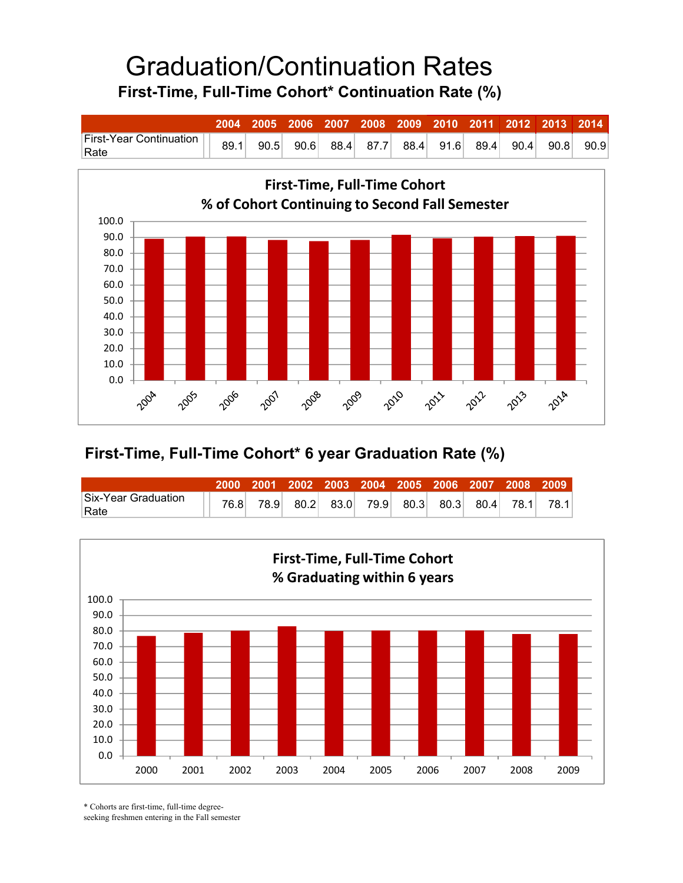# Graduation/Continuation Rates

## First-Time, Full-Time Cohort* Continuation Rate (%)

| | 2004 | 2005 | 2006 | 2007 | 2008 | 2009 | 2010 | 2011 | 2012 | 2013 | 2014 |
|---|---|---|---|---|---|---|---|---|---|---|---|
| First-Year Continuation Rate | 89.1 | 90.5 | 90.6 | 88.4 | 87.7 | 88.4 | 91.6 | 89.4 | 90.4 | 90.8 | 90.9 |

**First-Time, Full-Time Cohort**
**% of Cohort Continuing to Second Fall Semester**

## First-Time, Full-Time Cohort* 6 year Graduation Rate (%)

| | 2000 | 2001 | 2002 | 2003 | 2004 | 2005 | 2006 | 2007 | 2008 | 2009 |
|---|---|---|---|---|---|---|---|---|---|---|
| Six-Year Graduation Rate | 76.8 | 78.9 | 80.2 | 83.0 | 79.9 | 80.3 | 80.3 | 80.4 | 78.1 | 78.1 |

**First-Time, Full-Time Cohort**
**% Graduating within 6 years**

* Cohorts are first-time, full-time degree-seeking freshmen entering in the Fall semester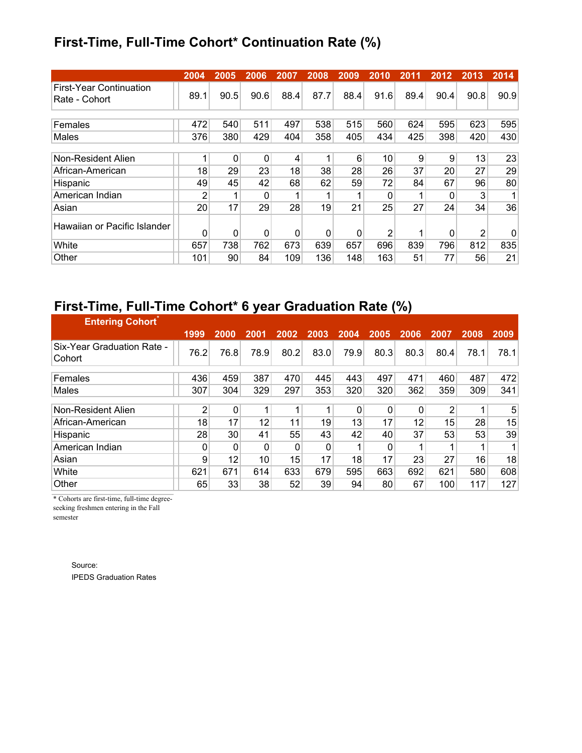## First-Time, Full-Time Cohort* Continuation Rate (%)

| | 2004 | 2005 | 2006 | 2007 | 2008 | 2009 | 2010 | 2011 | 2012 | 2013 | 2014 |
|---|---|---|---|---|---|---|---|---|---|---|---|
| First-Year Continuation Rate - Cohort | 89.1 | 90.5 | 90.6 | 88.4 | 87.7 | 88.4 | 91.6 | 89.4 | 90.4 | 90.8 | 90.9 |
| Females | 472 | 540 | 511 | 497 | 538 | 515 | 560 | 624 | 595 | 623 | 595 |
| Males | 376 | 380 | 429 | 404 | 358 | 405 | 434 | 425 | 398 | 420 | 430 |
| Non-Resident Alien | 1 | 0 | 0 | 4 | 1 | 6 | 10 | 9 | 9 | 13 | 23 |
| African-American | 18 | 29 | 23 | 18 | 38 | 28 | 26 | 37 | 20 | 27 | 29 |
| Hispanic | 49 | 45 | 42 | 68 | 62 | 59 | 72 | 84 | 67 | 96 | 80 |
| American Indian | 2 | 1 | 0 | 1 | 1 | 1 | 0 | 1 | 0 | 3 | 1 |
| Asian | 20 | 17 | 29 | 28 | 19 | 21 | 25 | 27 | 24 | 34 | 36 |
| Hawaiian or Pacific Islander | 0 | 0 | 0 | 0 | 0 | 0 | 2 | 1 | 0 | 2 | 0 |
| White | 657 | 738 | 762 | 673 | 639 | 657 | 696 | 839 | 796 | 812 | 835 |
| Other | 101 | 90 | 84 | 109 | 136 | 148 | 163 | 51 | 77 | 56 | 21 |

## First-Time, Full-Time Cohort* 6 year Graduation Rate (%)

| Entering Cohort* | 1999 | 2000 | 2001 | 2002 | 2003 | 2004 | 2005 | 2006 | 2007 | 2008 | 2009 |
|---|---|---|---|---|---|---|---|---|---|---|---|
| Six-Year Graduation Rate - Cohort | 76.2 | 76.8 | 78.9 | 80.2 | 83.0 | 79.9 | 80.3 | 80.3 | 80.4 | 78.1 | 78.1 |
| Females | 436 | 459 | 387 | 470 | 445 | 443 | 497 | 471 | 460 | 487 | 472 |
| Males | 307 | 304 | 329 | 297 | 353 | 320 | 320 | 362 | 359 | 309 | 341 |
| Non-Resident Alien | 2 | 0 | 1 | 1 | 1 | 0 | 0 | 0 | 2 | 1 | 5 |
| African-American | 18 | 17 | 12 | 11 | 19 | 13 | 17 | 12 | 15 | 28 | 15 |
| Hispanic | 28 | 30 | 41 | 55 | 43 | 42 | 40 | 37 | 53 | 53 | 39 |
| American Indian | 0 | 0 | 0 | 0 | 0 | 1 | 0 | 1 | 1 | 1 | 1 |
| Asian | 9 | 12 | 10 | 15 | 17 | 18 | 17 | 23 | 27 | 16 | 18 |
| White | 621 | 671 | 614 | 633 | 679 | 595 | 663 | 692 | 621 | 580 | 608 |
| Other | 65 | 33 | 38 | 52 | 39 | 94 | 80 | 67 | 100 | 117 | 127 |

* Cohorts are first-time, full-time degree-seeking freshmen entering in the Fall semester

Source:
IPEDS Graduation Rates